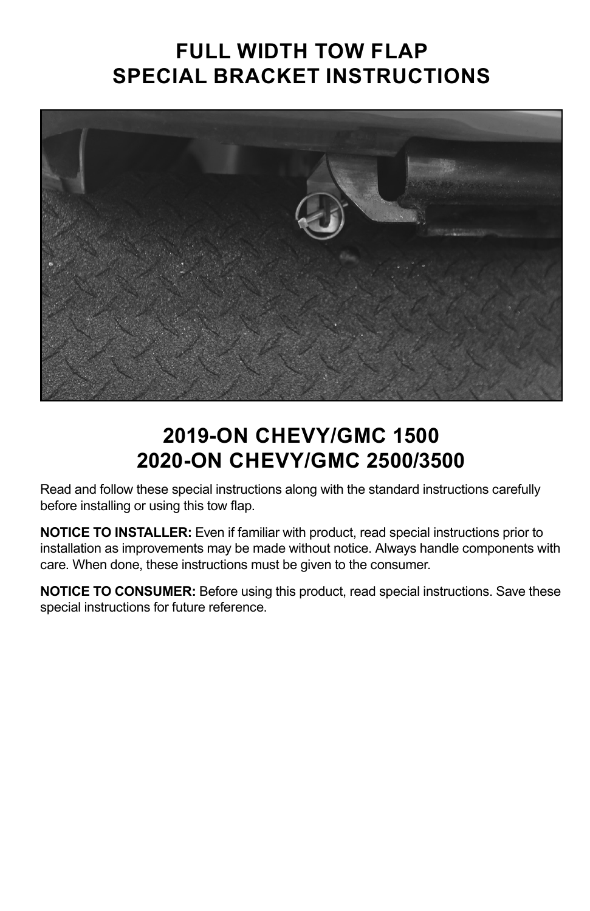# FULL WIDTH TOW FLAP
# SPECIAL BRACKET INSTRUCTIONS

## 2019-ON CHEVY/GMC 1500
## 2020-ON CHEVY/GMC 2500/3500

Read and follow these special instructions along with the standard instructions carefully before installing or using this tow flap.

**NOTICE TO INSTALLER:** Even if familiar with product, read special instructions prior to installation as improvements may be made without notice. Always handle components with care. When done, these instructions must be given to the consumer.

**NOTICE TO CONSUMER:** Before using this product, read special instructions. Save these special instructions for future reference.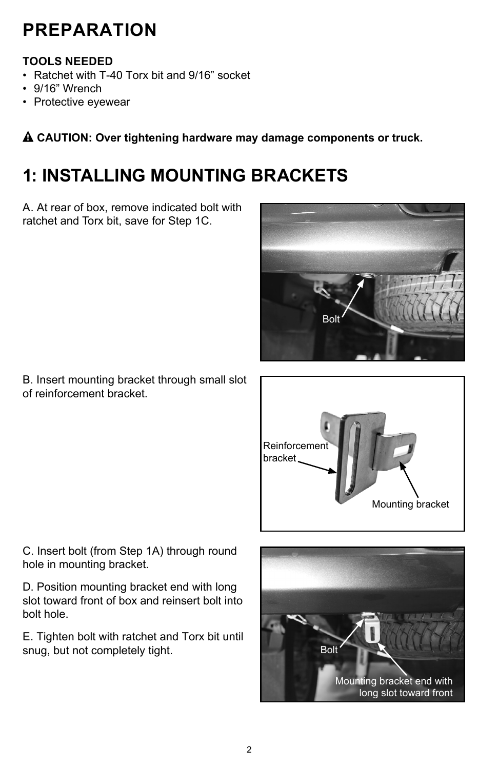# PREPARATION

**TOOLS NEEDED**

- Ratchet with T-40 Torx bit and 9/16" socket
- 9/16" Wrench
- Protective eyewear

**⚠ CAUTION: Over tightening hardware may damage components or truck.**

# 1: INSTALLING MOUNTING BRACKETS

A. At rear of box, remove indicated bolt with ratchet and Torx bit, save for Step 1C.

Bolt

B. Insert mounting bracket through small slot of reinforcement bracket.

Reinforcement bracket

Mounting bracket

C. Insert bolt (from Step 1A) through round hole in mounting bracket.

D. Position mounting bracket end with long slot toward front of box and reinsert bolt into bolt hole.

E. Tighten bolt with ratchet and Torx bit until snug, but not completely tight.

Bolt

Mounting bracket end with long slot toward front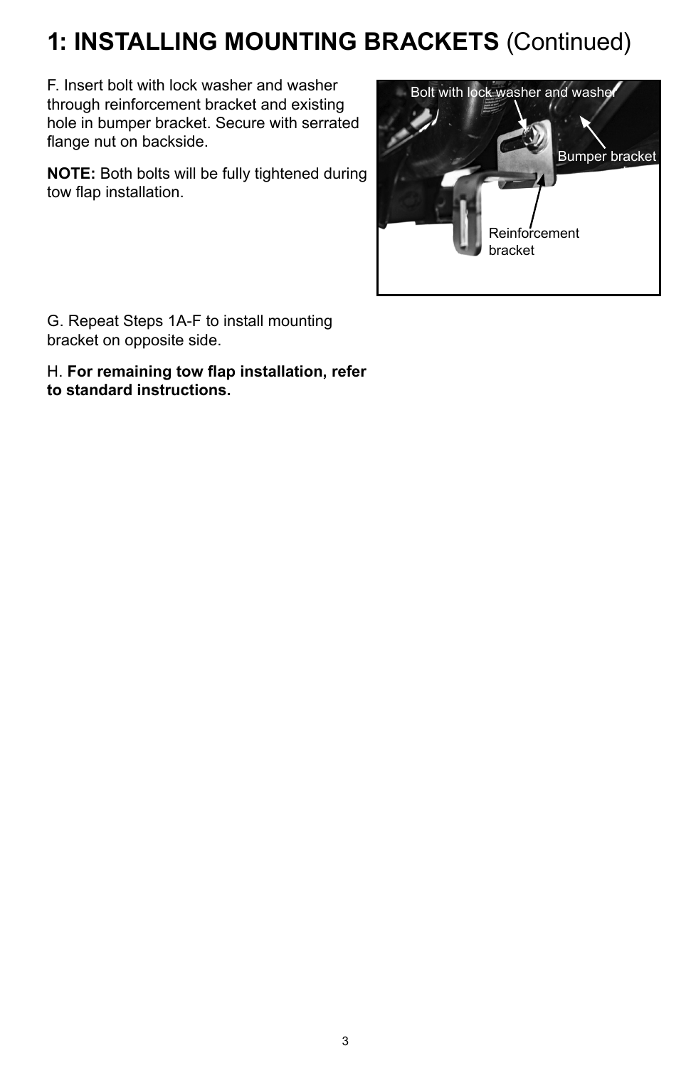# 1: INSTALLING MOUNTING BRACKETS (Continued)

F. Insert bolt with lock washer and washer through reinforcement bracket and existing hole in bumper bracket. Secure with serrated flange nut on backside.

**NOTE:** Both bolts will be fully tightened during tow flap installation.

G. Repeat Steps 1A-F to install mounting bracket on opposite side.

H. **For remaining tow flap installation, refer to standard instructions.**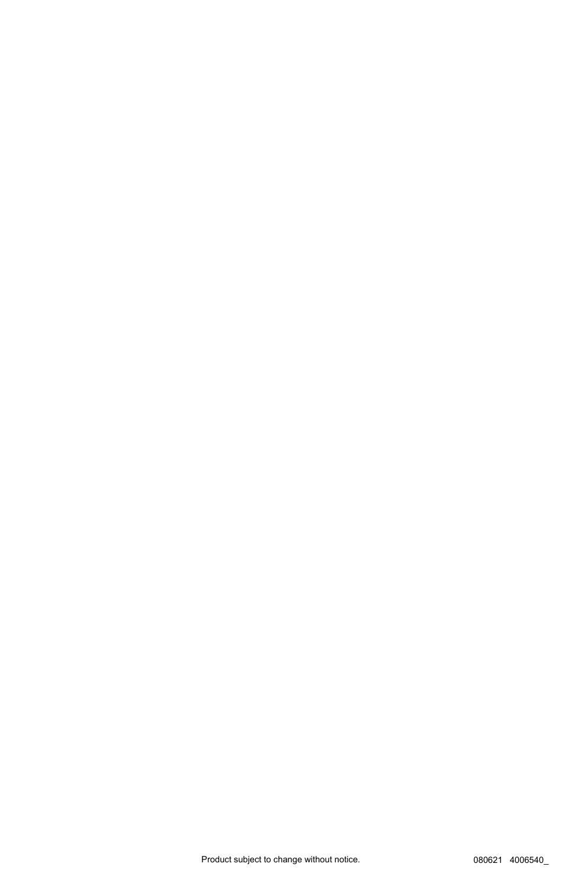Product subject to change without notice.

080621 4006540_